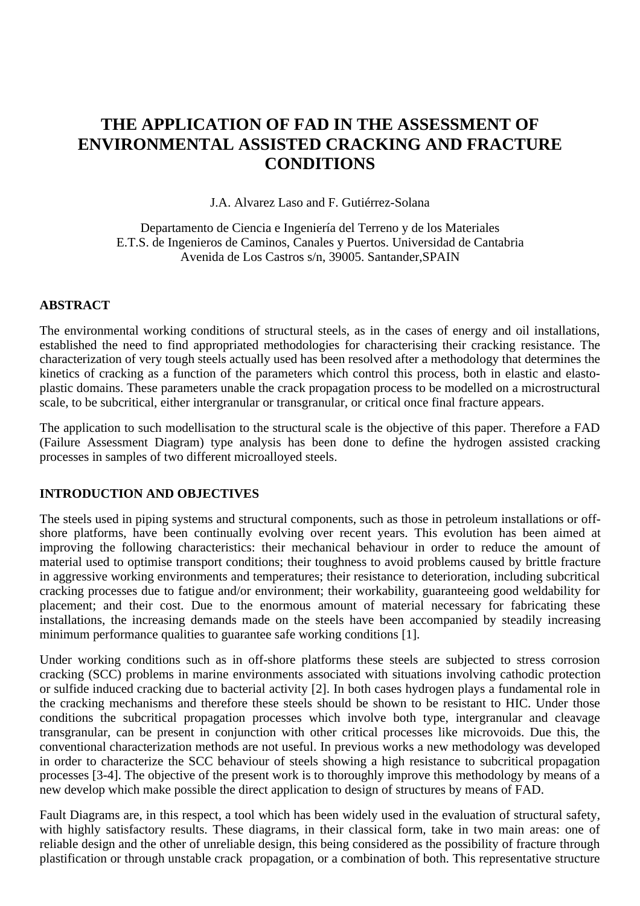# THE APPLICATION OF FAD IN THE ASSESSMENT OF ENVIRONMENTAL ASSISTED CRACKING AND FRACTURE CONDITIONS

J.A. Alvarez Laso and F. Gutiérrez-Solana

Departamento de Ciencia e Ingeniería del Terreno y de los Materiales
E.T.S. de Ingenieros de Caminos, Canales y Puertos. Universidad de Cantabria
Avenida de Los Castros s/n, 39005. Santander,SPAIN

## ABSTRACT

The environmental working conditions of structural steels, as in the cases of energy and oil installations, established the need to find appropriated methodologies for characterising their cracking resistance. The characterization of very tough steels actually used has been resolved after a methodology that determines the kinetics of cracking as a function of the parameters which control this process, both in elastic and elasto-plastic domains. These parameters unable the crack propagation process to be modelled on a microstructural scale, to be subcritical, either intergranular or transgranular, or critical once final fracture appears.

The application to such modellisation to the structural scale is the objective of this paper. Therefore a FAD (Failure Assessment Diagram) type analysis has been done to define the hydrogen assisted cracking processes in samples of two different microalloyed steels.

## INTRODUCTION AND OBJECTIVES

The steels used in piping systems and structural components, such as those in petroleum installations or off-shore platforms, have been continually evolving over recent years. This evolution has been aimed at improving the following characteristics: their mechanical behaviour in order to reduce the amount of material used to optimise transport conditions; their toughness to avoid problems caused by brittle fracture in aggressive working environments and temperatures; their resistance to deterioration, including subcritical cracking processes due to fatigue and/or environment; their workability, guaranteeing good weldability for placement; and their cost. Due to the enormous amount of material necessary for fabricating these installations, the increasing demands made on the steels have been accompanied by steadily increasing minimum performance qualities to guarantee safe working conditions [1].

Under working conditions such as in off-shore platforms these steels are subjected to stress corrosion cracking (SCC) problems in marine environments associated with situations involving cathodic protection or sulfide induced cracking due to bacterial activity [2]. In both cases hydrogen plays a fundamental role in the cracking mechanisms and therefore these steels should be shown to be resistant to HIC. Under those conditions the subcritical propagation processes which involve both type, intergranular and cleavage transgranular, can be present in conjunction with other critical processes like microvoids. Due this, the conventional characterization methods are not useful. In previous works a new methodology was developed in order to characterize the SCC behaviour of steels showing a high resistance to subcritical propagation processes [3-4]. The objective of the present work is to thoroughly improve this methodology by means of a new develop which make possible the direct application to design of structures by means of FAD.

Fault Diagrams are, in this respect, a tool which has been widely used in the evaluation of structural safety, with highly satisfactory results. These diagrams, in their classical form, take in two main areas: one of reliable design and the other of unreliable design, this being considered as the possibility of fracture through plastification or through unstable crack propagation, or a combination of both. This representative structure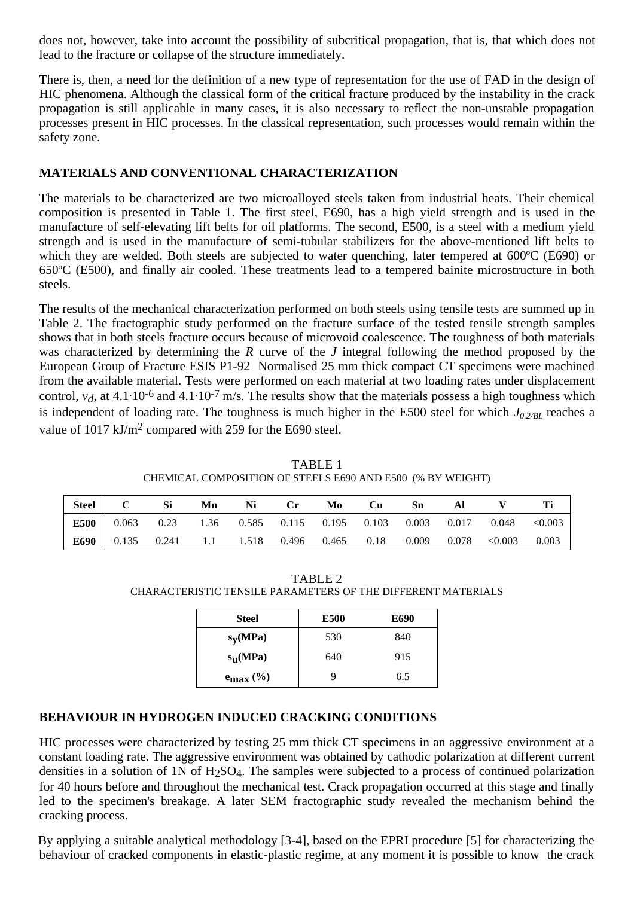does not, however, take into account the possibility of subcritical propagation, that is, that which does not lead to the fracture or collapse of the structure immediately.

There is, then, a need for the definition of a new type of representation for the use of FAD in the design of HIC phenomena. Although the classical form of the critical fracture produced by the instability in the crack propagation is still applicable in many cases, it is also necessary to reflect the non-unstable propagation processes present in HIC processes. In the classical representation, such processes would remain within the safety zone.

## MATERIALS AND CONVENTIONAL CHARACTERIZATION

The materials to be characterized are two microalloyed steels taken from industrial heats. Their chemical composition is presented in Table 1. The first steel, E690, has a high yield strength and is used in the manufacture of self-elevating lift belts for oil platforms. The second, E500, is a steel with a medium yield strength and is used in the manufacture of semi-tubular stabilizers for the above-mentioned lift belts to which they are welded. Both steels are subjected to water quenching, later tempered at 600ºC (E690) or 650ºC (E500), and finally air cooled. These treatments lead to a tempered bainite microstructure in both steels.

The results of the mechanical characterization performed on both steels using tensile tests are summed up in Table 2. The fractographic study performed on the fracture surface of the tested tensile strength samples shows that in both steels fracture occurs because of microvoid coalescence. The toughness of both materials was characterized by determining the *R* curve of the *J* integral following the method proposed by the European Group of Fracture ESIS P1-92 Normalised 25 mm thick compact CT specimens were machined from the available material. Tests were performed on each material at two loading rates under displacement control, $v_d$, at $4.1 \cdot 10^{-6}$ and $4.1 \cdot 10^{-7}$ m/s. The results show that the materials possess a high toughness which is independent of loading rate. The toughness is much higher in the E500 steel for which $J_{0.2/BL}$ reaches a value of 1017 kJ/m$^2$ compared with 259 for the E690 steel.

TABLE 1
CHEMICAL COMPOSITION OF STEELS E690 AND E500 (% BY WEIGHT)

| Steel | C | Si | Mn | Ni | Cr | Mo | Cu | Sn | Al | V | Ti |
|---|---|---|---|---|---|---|---|---|---|---|---|
| **E500** | 0.063 | 0.23 | 1.36 | 0.585 | 0.115 | 0.195 | 0.103 | 0.003 | 0.017 | 0.048 | <0.003 |
| **E690** | 0.135 | 0.241 | 1.1 | 1.518 | 0.496 | 0.465 | 0.18 | 0.009 | 0.078 | <0.003 | 0.003 |

TABLE 2
CHARACTERISTIC TENSILE PARAMETERS OF THE DIFFERENT MATERIALS

| Steel | E500 | E690 |
|---|---|---|
| $s_y$(MPa) | 530 | 840 |
| $s_u$(MPa) | 640 | 915 |
| $e_{max}$ (%) | 9 | 6.5 |

## BEHAVIOUR IN HYDROGEN INDUCED CRACKING CONDITIONS

HIC processes were characterized by testing 25 mm thick CT specimens in an aggressive environment at a constant loading rate. The aggressive environment was obtained by cathodic polarization at different current densities in a solution of 1N of $H_2SO_4$. The samples were subjected to a process of continued polarization for 40 hours before and throughout the mechanical test. Crack propagation occurred at this stage and finally led to the specimen's breakage. A later SEM fractographic study revealed the mechanism behind the cracking process.

By applying a suitable analytical methodology [3-4], based on the EPRI procedure [5] for characterizing the behaviour of cracked components in elastic-plastic regime, at any moment it is possible to know the crack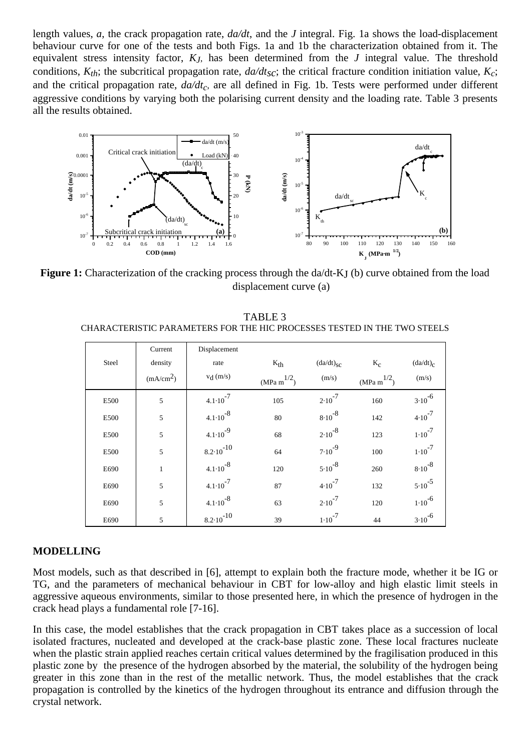length values, *a*, the crack propagation rate, *da/dt*, and the *J* integral. Fig. 1a shows the load-displacement behaviour curve for one of the tests and both Figs. 1a and 1b the characterization obtained from it. The equivalent stress intensity factor, $K_J$, has been determined from the *J* integral value. The threshold conditions, $K_{th}$; the subcritical propagation rate, $da/dt_{SC}$; the critical fracture condition initiation value, $K_C$; and the critical propagation rate, $da/dt_c$, are all defined in Fig. 1b. Tests were performed under different aggressive conditions by varying both the polarising current density and the loading rate. Table 3 presents all the results obtained.

**Figure 1:** Characterization of the cracking process through the da/dt-$K_J$ (b) curve obtained from the load displacement curve (a)

TABLE 3
CHARACTERISTIC PARAMETERS FOR THE HIC PROCESSES TESTED IN THE TWO STEELS

| Steel | Current density ($mA/cm^2$) | Displacement rate $v_d$ (m/s) | $K_{th}$ ($MPa\ m^{1/2}$) | $(da/dt)_{SC}$ (m/s) | $K_C$ ($MPa\ m^{1/2}$) | $(da/dt)_C$ (m/s) |
|---|---|---|---|---|---|---|
| E500 | 5 | $4.1 \cdot 10^{-7}$ | 105 | $2 \cdot 10^{-7}$ | 160 | $3 \cdot 10^{-6}$ |
| E500 | 5 | $4.1 \cdot 10^{-8}$ | 80 | $8 \cdot 10^{-8}$ | 142 | $4 \cdot 10^{-7}$ |
| E500 | 5 | $4.1 \cdot 10^{-9}$ | 68 | $2 \cdot 10^{-8}$ | 123 | $1 \cdot 10^{-7}$ |
| E500 | 5 | $8.2 \cdot 10^{-10}$ | 64 | $7 \cdot 10^{-9}$ | 100 | $1 \cdot 10^{-7}$ |
| E690 | 1 | $4.1 \cdot 10^{-8}$ | 120 | $5 \cdot 10^{-8}$ | 260 | $8 \cdot 10^{-8}$ |
| E690 | 5 | $4.1 \cdot 10^{-7}$ | 87 | $4 \cdot 10^{-7}$ | 132 | $5 \cdot 10^{-5}$ |
| E690 | 5 | $4.1 \cdot 10^{-8}$ | 63 | $2 \cdot 10^{-7}$ | 120 | $1 \cdot 10^{-6}$ |
| E690 | 5 | $8.2 \cdot 10^{-10}$ | 39 | $1 \cdot 10^{-7}$ | 44 | $3 \cdot 10^{-6}$ |

## MODELLING

Most models, such as that described in [6], attempt to explain both the fracture mode, whether it be IG or TG, and the parameters of mechanical behaviour in CBT for low-alloy and high elastic limit steels in aggressive aqueous environments, similar to those presented here, in which the presence of hydrogen in the crack head plays a fundamental role [7-16].

In this case, the model establishes that the crack propagation in CBT takes place as a succession of local isolated fractures, nucleated and developed at the crack-base plastic zone. These local fractures nucleate when the plastic strain applied reaches certain critical values determined by the fragilisation produced in this plastic zone by the presence of the hydrogen absorbed by the material, the solubility of the hydrogen being greater in this zone than in the rest of the metallic network. Thus, the model establishes that the crack propagation is controlled by the kinetics of the hydrogen throughout its entrance and diffusion through the crystal network.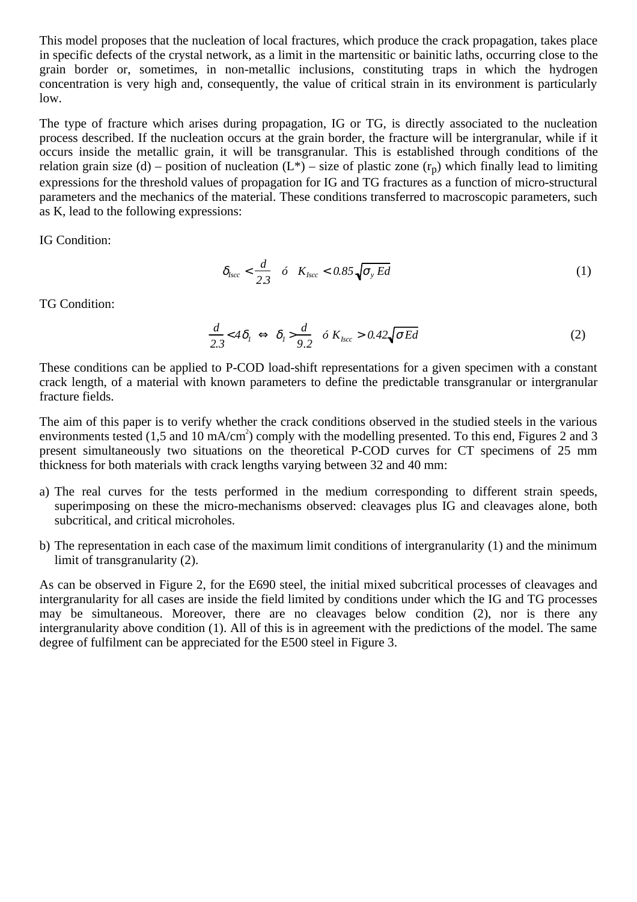This model proposes that the nucleation of local fractures, which produce the crack propagation, takes place in specific defects of the crystal network, as a limit in the martensitic or bainitic laths, occurring close to the grain border or, sometimes, in non-metallic inclusions, constituting traps in which the hydrogen concentration is very high and, consequently, the value of critical strain in its environment is particularly low.

The type of fracture which arises during propagation, IG or TG, is directly associated to the nucleation process described. If the nucleation occurs at the grain border, the fracture will be intergranular, while if it occurs inside the metallic grain, it will be transgranular. This is established through conditions of the relation grain size (d) – position of nucleation (L*) – size of plastic zone ($r_p$) which finally lead to limiting expressions for the threshold values of propagation for IG and TG fractures as a function of micro-structural parameters and the mechanics of the material. These conditions transferred to macroscopic parameters, such as K, lead to the following expressions:

IG Condition:

$$\delta_{Iscc} < \frac{d}{2.3} \quad ó \quad K_{Iscc} < 0.85\sqrt{\sigma_y Ed} \tag{1}$$

TG Condition:

$$\frac{d}{2.3} < 4\delta_I \;\Leftrightarrow\; \delta_I > \frac{d}{9.2} \quad ó \; K_{Iscc} > 0.42\sqrt{\sigma Ed} \tag{2}$$

These conditions can be applied to P-COD load-shift representations for a given specimen with a constant crack length, of a material with known parameters to define the predictable transgranular or intergranular fracture fields.

The aim of this paper is to verify whether the crack conditions observed in the studied steels in the various environments tested (1,5 and 10 mA/cm$^2$) comply with the modelling presented. To this end, Figures 2 and 3 present simultaneously two situations on the theoretical P-COD curves for CT specimens of 25 mm thickness for both materials with crack lengths varying between 32 and 40 mm:

a) The real curves for the tests performed in the medium corresponding to different strain speeds, superimposing on these the micro-mechanisms observed: cleavages plus IG and cleavages alone, both subcritical, and critical microholes.

b) The representation in each case of the maximum limit conditions of intergranularity (1) and the minimum limit of transgranularity (2).

As can be observed in Figure 2, for the E690 steel, the initial mixed subcritical processes of cleavages and intergranularity for all cases are inside the field limited by conditions under which the IG and TG processes may be simultaneous. Moreover, there are no cleavages below condition (2), nor is there any intergranularity above condition (1). All of this is in agreement with the predictions of the model. The same degree of fulfilment can be appreciated for the E500 steel in Figure 3.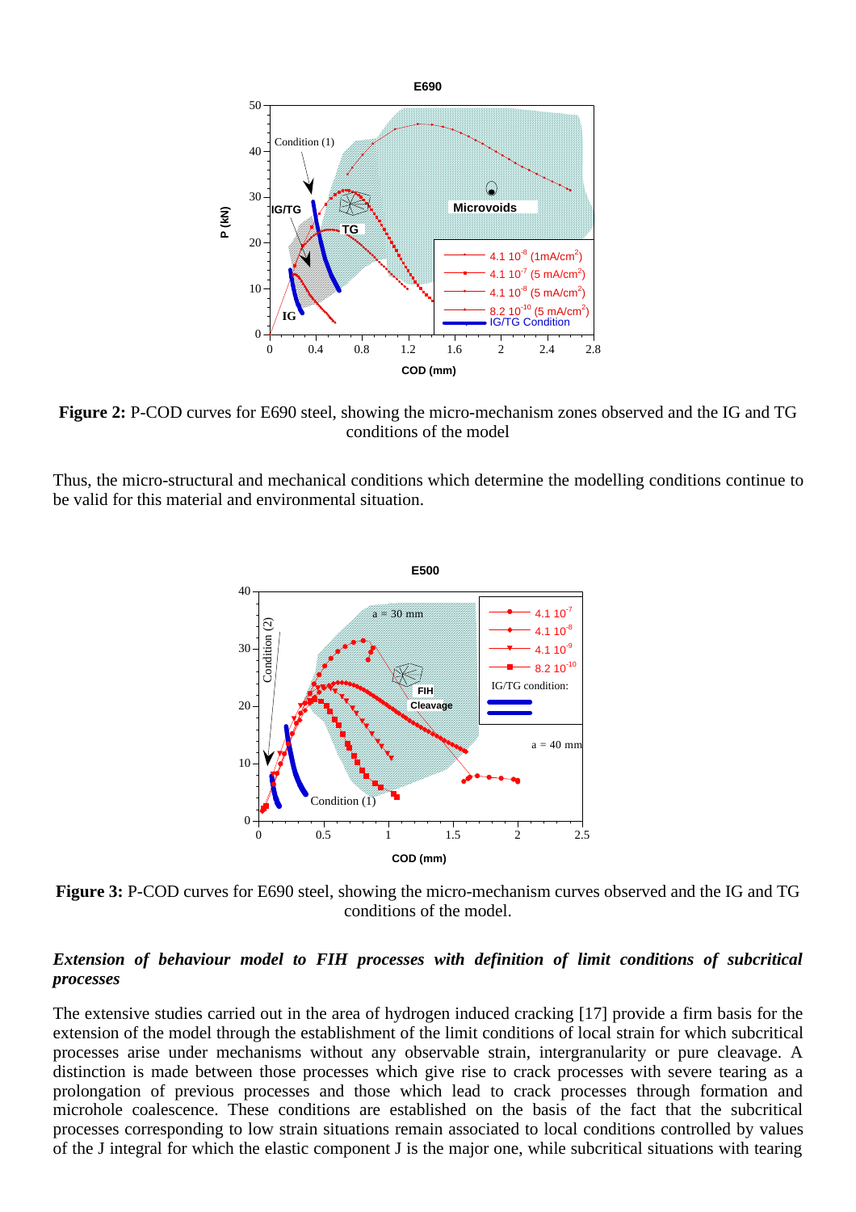**Figure 2:** P-COD curves for E690 steel, showing the micro-mechanism zones observed and the IG and TG conditions of the model

Thus, the micro-structural and mechanical conditions which determine the modelling conditions continue to be valid for this material and environmental situation.

**Figure 3:** P-COD curves for E690 steel, showing the micro-mechanism curves observed and the IG and TG conditions of the model.

### *Extension of behaviour model to FIH processes with definition of limit conditions of subcritical processes*

The extensive studies carried out in the area of hydrogen induced cracking [17] provide a firm basis for the extension of the model through the establishment of the limit conditions of local strain for which subcritical processes arise under mechanisms without any observable strain, intergranularity or pure cleavage. A distinction is made between those processes which give rise to crack processes with severe tearing as a prolongation of previous processes and those which lead to crack processes through formation and microhole coalescence. These conditions are established on the basis of the fact that the subcritical processes corresponding to low strain situations remain associated to local conditions controlled by values of the J integral for which the elastic component J is the major one, while subcritical situations with tearing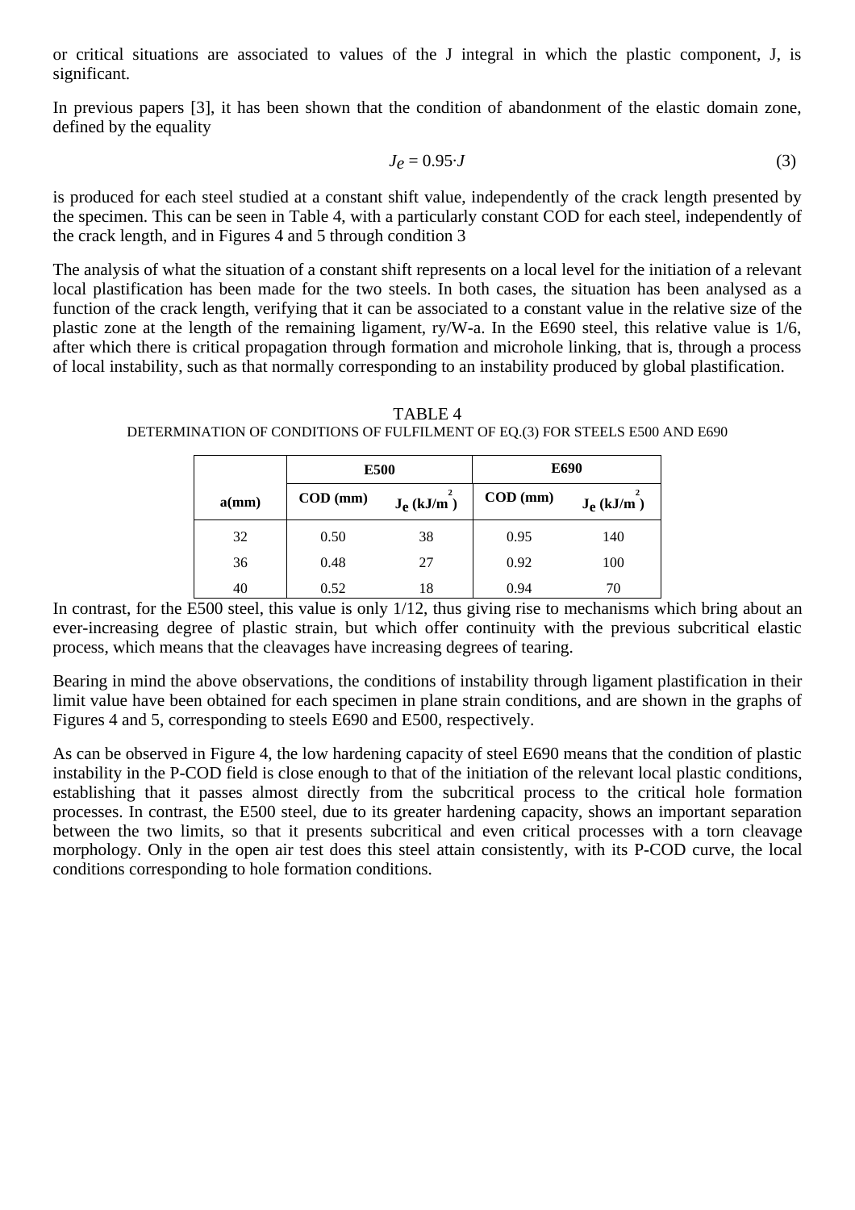or critical situations are associated to values of the J integral in which the plastic component, J, is significant.

In previous papers [3], it has been shown that the condition of abandonment of the elastic domain zone, defined by the equality

$$J_e = 0.95 \cdot J \tag{3}$$

is produced for each steel studied at a constant shift value, independently of the crack length presented by the specimen. This can be seen in Table 4, with a particularly constant COD for each steel, independently of the crack length, and in Figures 4 and 5 through condition 3

The analysis of what the situation of a constant shift represents on a local level for the initiation of a relevant local plastification has been made for the two steels. In both cases, the situation has been analysed as a function of the crack length, verifying that it can be associated to a constant value in the relative size of the plastic zone at the length of the remaining ligament, ry/W-a. In the E690 steel, this relative value is 1/6, after which there is critical propagation through formation and microhole linking, that is, through a process of local instability, such as that normally corresponding to an instability produced by global plastification.

TABLE 4
DETERMINATION OF CONDITIONS OF FULFILMENT OF EQ.(3) FOR STEELS E500 AND E690

| | **E500** | | **E690** | |
|---|---|---|---|---|
| **a(mm)** | **COD (mm)** | **$J_e$ (kJ/m$^2$)** | **COD (mm)** | **$J_e$ (kJ/m$^2$)** |
| 32 | 0.50 | 38 | 0.95 | 140 |
| 36 | 0.48 | 27 | 0.92 | 100 |
| 40 | 0.52 | 18 | 0.94 | 70 |

In contrast, for the E500 steel, this value is only 1/12, thus giving rise to mechanisms which bring about an ever-increasing degree of plastic strain, but which offer continuity with the previous subcritical elastic process, which means that the cleavages have increasing degrees of tearing.

Bearing in mind the above observations, the conditions of instability through ligament plastification in their limit value have been obtained for each specimen in plane strain conditions, and are shown in the graphs of Figures 4 and 5, corresponding to steels E690 and E500, respectively.

As can be observed in Figure 4, the low hardening capacity of steel E690 means that the condition of plastic instability in the P-COD field is close enough to that of the initiation of the relevant local plastic conditions, establishing that it passes almost directly from the subcritical process to the critical hole formation processes. In contrast, the E500 steel, due to its greater hardening capacity, shows an important separation between the two limits, so that it presents subcritical and even critical processes with a torn cleavage morphology. Only in the open air test does this steel attain consistently, with its P-COD curve, the local conditions corresponding to hole formation conditions.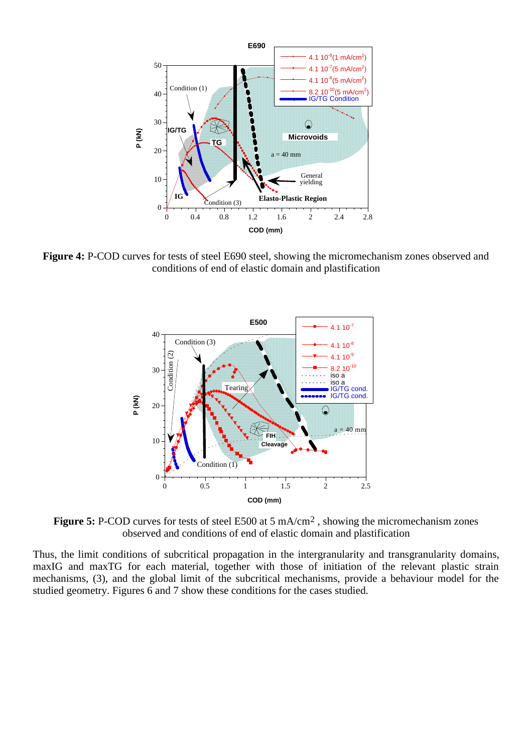**Figure 4:** P-COD curves for tests of steel E690 steel, showing the micromechanism zones observed and conditions of end of elastic domain and plastification

**Figure 5:** P-COD curves for tests of steel E500 at 5 mA/cm$^2$ , showing the micromechanism zones observed and conditions of end of elastic domain and plastification

Thus, the limit conditions of subcritical propagation in the intergranularity and transgranularity domains, maxIG and maxTG for each material, together with those of initiation of the relevant plastic strain mechanisms, (3), and the global limit of the subcritical mechanisms, provide a behaviour model for the studied geometry. Figures 6 and 7 show these conditions for the cases studied.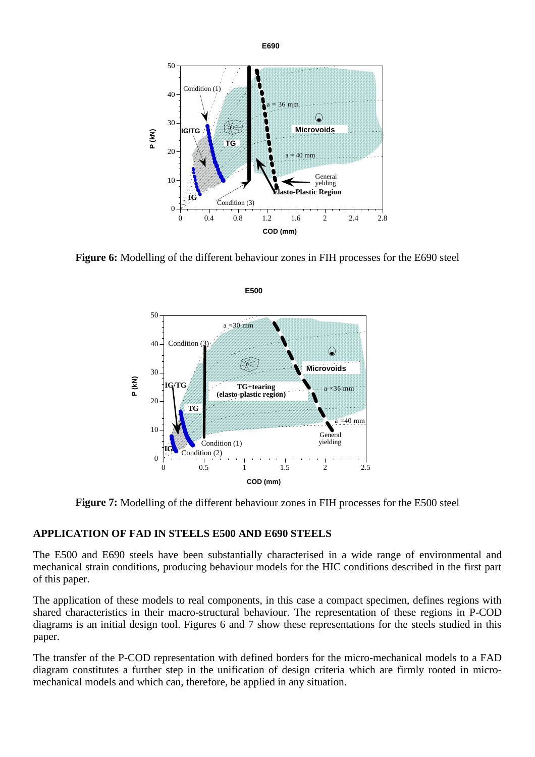**Figure 6:** Modelling of the different behaviour zones in FIH processes for the E690 steel

**Figure 7:** Modelling of the different behaviour zones in FIH processes for the E500 steel

## APPLICATION OF FAD IN STEELS E500 AND E690 STEELS

The E500 and E690 steels have been substantially characterised in a wide range of environmental and mechanical strain conditions, producing behaviour models for the HIC conditions described in the first part of this paper.

The application of these models to real components, in this case a compact specimen, defines regions with shared characteristics in their macro-structural behaviour. The representation of these regions in P-COD diagrams is an initial design tool. Figures 6 and 7 show these representations for the steels studied in this paper.

The transfer of the P-COD representation with defined borders for the micro-mechanical models to a FAD diagram constitutes a further step in the unification of design criteria which are firmly rooted in micro-mechanical models and which can, therefore, be applied in any situation.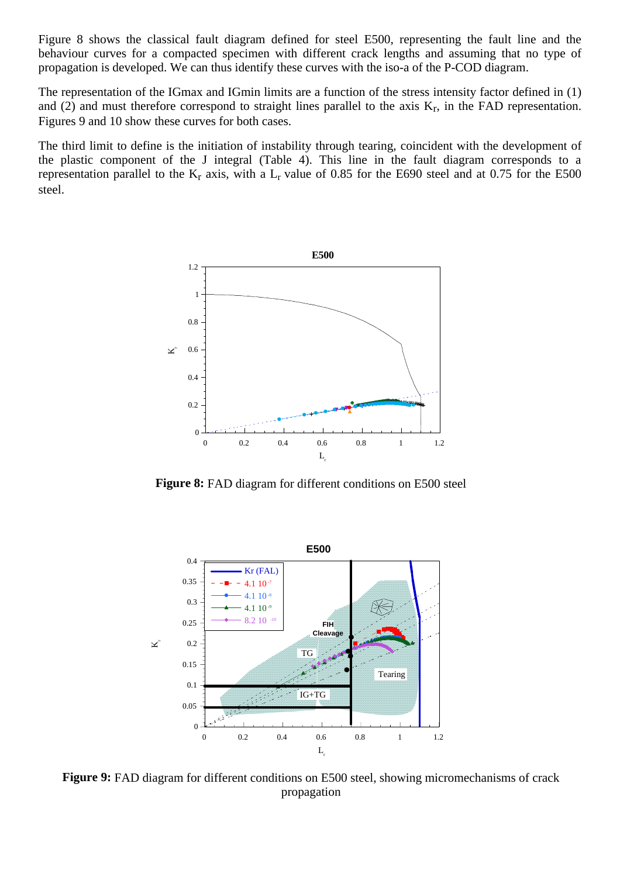Figure 8 shows the classical fault diagram defined for steel E500, representing the fault line and the behaviour curves for a compacted specimen with different crack lengths and assuming that no type of propagation is developed. We can thus identify these curves with the iso-a of the P-COD diagram.

The representation of the IGmax and IGmin limits are a function of the stress intensity factor defined in (1) and (2) and must therefore correspond to straight lines parallel to the axis $K_r$, in the FAD representation. Figures 9 and 10 show these curves for both cases.

The third limit to define is the initiation of instability through tearing, coincident with the development of the plastic component of the J integral (Table 4). This line in the fault diagram corresponds to a representation parallel to the $K_r$ axis, with a $L_r$ value of 0.85 for the E690 steel and at 0.75 for the E500 steel.

**Figure 8:** FAD diagram for different conditions on E500 steel

**Figure 9:** FAD diagram for different conditions on E500 steel, showing micromechanisms of crack propagation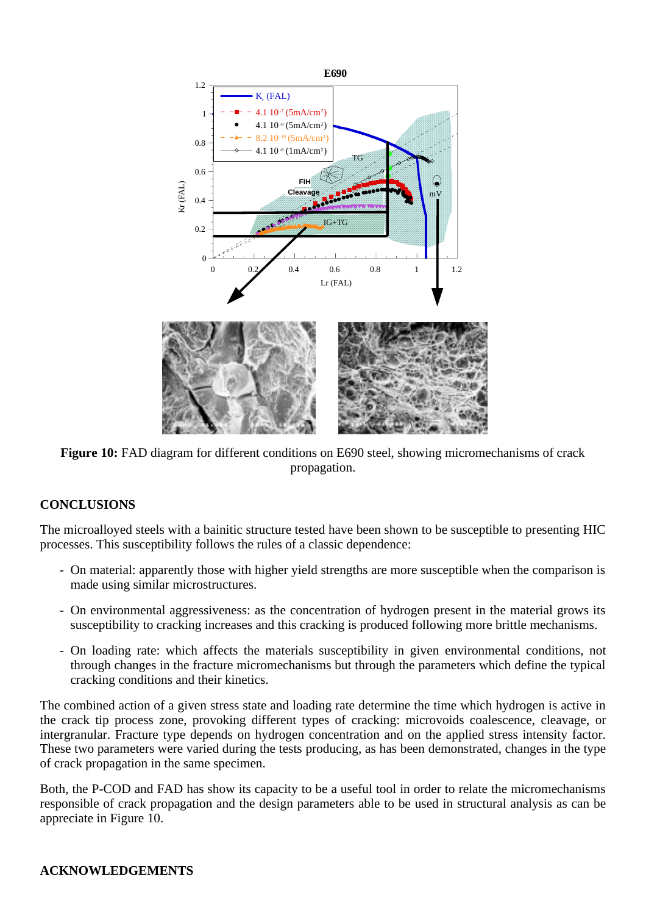**Figure 10:** FAD diagram for different conditions on E690 steel, showing micromechanisms of crack propagation.

## CONCLUSIONS

The microalloyed steels with a bainitic structure tested have been shown to be susceptible to presenting HIC processes. This susceptibility follows the rules of a classic dependence:

- On material: apparently those with higher yield strengths are more susceptible when the comparison is made using similar microstructures.
- On environmental aggressiveness: as the concentration of hydrogen present in the material grows its susceptibility to cracking increases and this cracking is produced following more brittle mechanisms.
- On loading rate: which affects the materials susceptibility in given environmental conditions, not through changes in the fracture micromechanisms but through the parameters which define the typical cracking conditions and their kinetics.

The combined action of a given stress state and loading rate determine the time which hydrogen is active in the crack tip process zone, provoking different types of cracking: microvoids coalescence, cleavage, or intergranular. Fracture type depends on hydrogen concentration and on the applied stress intensity factor. These two parameters were varied during the tests producing, as has been demonstrated, changes in the type of crack propagation in the same specimen.

Both, the P-COD and FAD has show its capacity to be a useful tool in order to relate the micromechanisms responsible of crack propagation and the design parameters able to be used in structural analysis as can be appreciate in Figure 10.

## ACKNOWLEDGEMENTS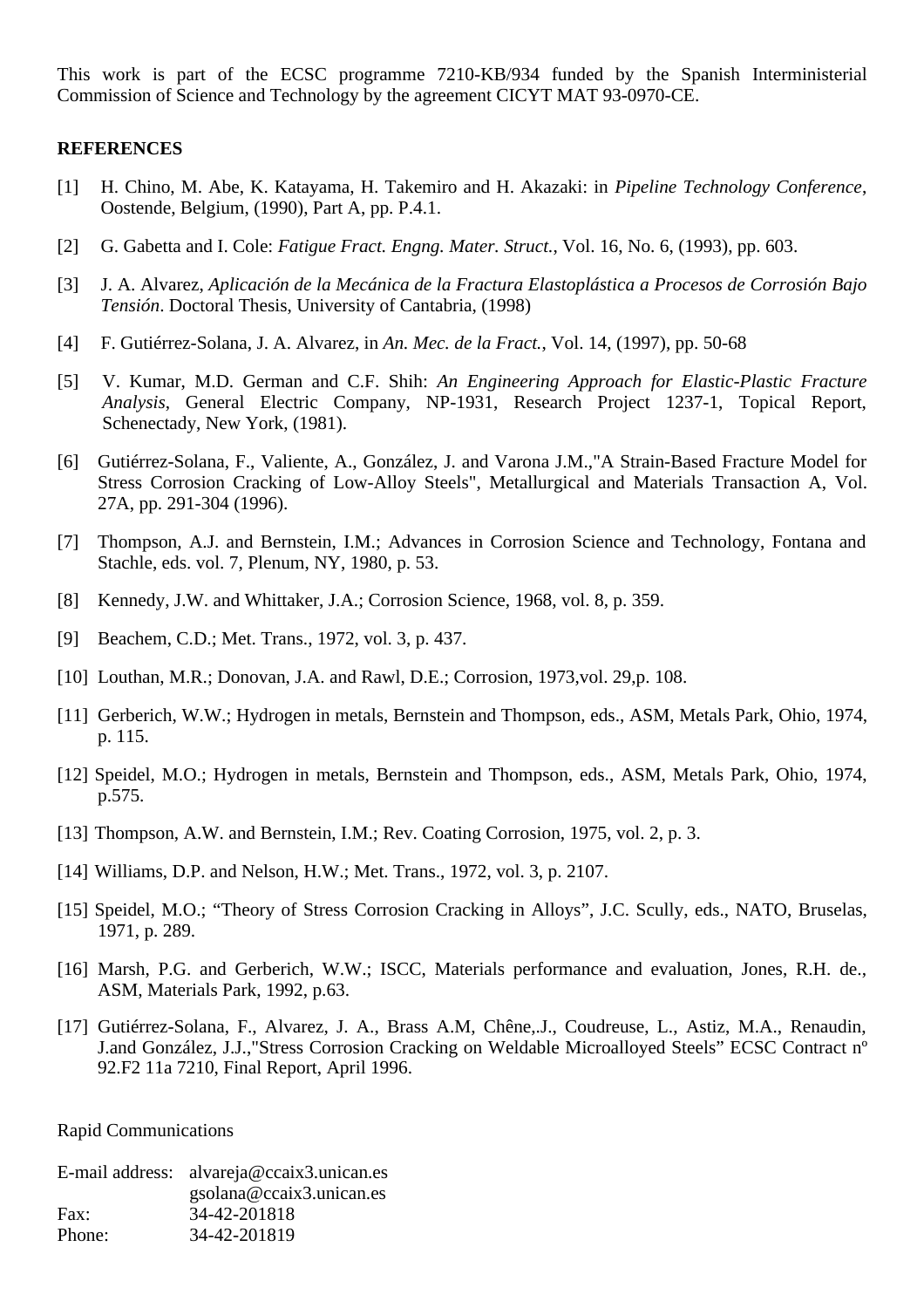This work is part of the ECSC programme 7210-KB/934 funded by the Spanish Interministerial Commission of Science and Technology by the agreement CICYT MAT 93-0970-CE.

**REFERENCES**

[1] H. Chino, M. Abe, K. Katayama, H. Takemiro and H. Akazaki: in *Pipeline Technology Conference*, Oostende, Belgium, (1990), Part A, pp. P.4.1.

[2] G. Gabetta and I. Cole: *Fatigue Fract. Engng. Mater. Struct.*, Vol. 16, No. 6, (1993), pp. 603.

[3] J. A. Alvarez, *Aplicación de la Mecánica de la Fractura Elastoplástica a Procesos de Corrosión Bajo Tensión*. Doctoral Thesis, University of Cantabria, (1998)

[4] F. Gutiérrez-Solana, J. A. Alvarez, in *An. Mec. de la Fract.*, Vol. 14, (1997), pp. 50-68

[5] V. Kumar, M.D. German and C.F. Shih: *An Engineering Approach for Elastic-Plastic Fracture Analysis*, General Electric Company, NP-1931, Research Project 1237-1, Topical Report, Schenectady, New York, (1981).

[6] Gutiérrez-Solana, F., Valiente, A., González, J. and Varona J.M.,"A Strain-Based Fracture Model for Stress Corrosion Cracking of Low-Alloy Steels", Metallurgical and Materials Transaction A, Vol. 27A, pp. 291-304 (1996).

[7] Thompson, A.J. and Bernstein, I.M.; Advances in Corrosion Science and Technology, Fontana and Stachle, eds. vol. 7, Plenum, NY, 1980, p. 53.

[8] Kennedy, J.W. and Whittaker, J.A.; Corrosion Science, 1968, vol. 8, p. 359.

[9] Beachem, C.D.; Met. Trans., 1972, vol. 3, p. 437.

[10] Louthan, M.R.; Donovan, J.A. and Rawl, D.E.; Corrosion, 1973,vol. 29,p. 108.

[11] Gerberich, W.W.; Hydrogen in metals, Bernstein and Thompson, eds., ASM, Metals Park, Ohio, 1974, p. 115.

[12] Speidel, M.O.; Hydrogen in metals, Bernstein and Thompson, eds., ASM, Metals Park, Ohio, 1974, p.575.

[13] Thompson, A.W. and Bernstein, I.M.; Rev. Coating Corrosion, 1975, vol. 2, p. 3.

[14] Williams, D.P. and Nelson, H.W.; Met. Trans., 1972, vol. 3, p. 2107.

[15] Speidel, M.O.; "Theory of Stress Corrosion Cracking in Alloys", J.C. Scully, eds., NATO, Bruselas, 1971, p. 289.

[16] Marsh, P.G. and Gerberich, W.W.; ISCC, Materials performance and evaluation, Jones, R.H. de., ASM, Materials Park, 1992, p.63.

[17] Gutiérrez-Solana, F., Alvarez, J. A., Brass A.M, Chêne,.J., Coudreuse, L., Astiz, M.A., Renaudin, J.and González, J.J.,"Stress Corrosion Cracking on Weldable Microalloyed Steels" ECSC Contract nº 92.F2 11a 7210, Final Report, April 1996.

Rapid Communications

E-mail address: alvareja@ccaix3.unican.es
gsolana@ccaix3.unican.es
Fax: 34-42-201818
Phone: 34-42-201819